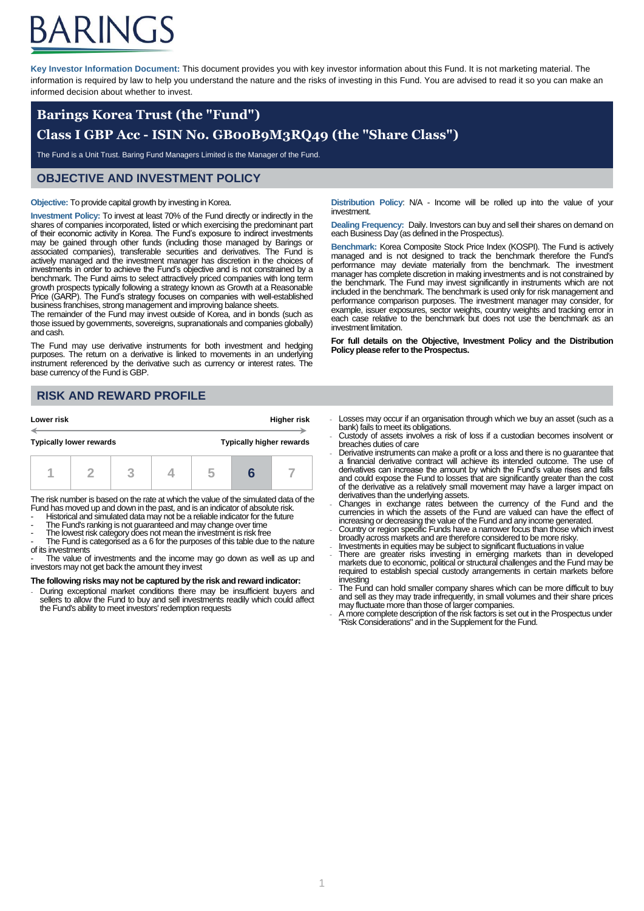# BARINGS

**Key Investor Information Document:** This document provides you with key investor information about this Fund. It is not marketing material. The information is required by law to help you understand the nature and the risks of investing in this Fund. You are advised to read it so you can make an informed decision about whether to invest.

# Barings Korea Trust (the "Fund")

# Class I GBP Acc - ISIN No. GB00B9M3RQ49 (the "Share Class")

The Fund is a Unit Trust. Baring Fund Managers Limited is the Manager of the Fund.

## OBJECTIVE AND INVESTMENT POLICY

**Objective:** To provide capital growth by investing in Korea.

**Investment Policy:** To invest at least 70% of the Fund directly or indirectly in the shares of companies incorporated, listed or which exercising the predominant part of their economic activity in Korea. The Fund's exposure to indirect investments may be gained through other funds (including those managed by Barings or associated companies), transferable securities and derivatives. The Fund is actively managed and the investment manager has discretion in the choices of investments in order to achieve the Fund's objective and is not constrained by a benchmark. The Fund aims to select attractively priced companies with long term growth prospects typically following a strategy known as Growth at a Reasonable Price (GARP). The Fund's strategy focuses on companies with well-established business franchises, strong management and improving balance sheets.
The remainder of the Fund may invest outside of Korea, and in bonds (such as those issued by governments, sovereigns, supranationals and companies globally) and cash.

The Fund may use derivative instruments for both investment and hedging purposes. The return on a derivative is linked to movements in an underlying instrument referenced by the derivative such as currency or interest rates. The base currency of the Fund is GBP.

**Distribution Policy**: N/A - Income will be rolled up into the value of your investment.

**Dealing Frequency:** Daily. Investors can buy and sell their shares on demand on each Business Day (as defined in the Prospectus).

**Benchmark:** Korea Composite Stock Price Index (KOSPI). The Fund is actively managed and is not designed to track the benchmark therefore the Fund's performance may deviate materially from the benchmark. The investment manager has complete discretion in making investments and is not constrained by the benchmark. The Fund may invest significantly in instruments which are not included in the benchmark. The benchmark is used only for risk management and performance comparison purposes. The investment manager may consider, for example, issuer exposures, sector weights, country weights and tracking error in each case relative to the benchmark but does not use the benchmark as an investment limitation.

**For full details on the Objective, Investment Policy and the Distribution Policy please refer to the Prospectus.**

## RISK AND REWARD PROFILE

| Lower risk | | | | | | Higher risk |
|---|---|---|---|---|---|---|
| Typically lower rewards | | | | | | Typically higher rewards |
| 1 | 2 | 3 | 4 | 5 | **6** | 7 |

The risk number is based on the rate at which the value of the simulated data of the Fund has moved up and down in the past, and is an indicator of absolute risk.

- Historical and simulated data may not be a reliable indicator for the future
- The Fund's ranking is not guaranteed and may change over time
- The lowest risk category does not mean the investment is risk free
- The Fund is categorised as a 6 for the purposes of this table due to the nature of its investments
- The value of investments and the income may go down as well as up and investors may not get back the amount they invest

**The following risks may not be captured by the risk and reward indicator:**

- During exceptional market conditions there may be insufficient buyers and sellers to allow the Fund to buy and sell investments readily which could affect the Fund's ability to meet investors' redemption requests
- Losses may occur if an organisation through which we buy an asset (such as a bank) fails to meet its obligations.
- Custody of assets involves a risk of loss if a custodian becomes insolvent or breaches duties of care
- Derivative instruments can make a profit or a loss and there is no guarantee that a financial derivative contract will achieve its intended outcome. The use of derivatives can increase the amount by which the Fund's value rises and falls and could expose the Fund to losses that are significantly greater than the cost of the derivative as a relatively small movement may have a larger impact on derivatives than the underlying assets.
- Changes in exchange rates between the currency of the Fund and the currencies in which the assets of the Fund are valued can have the effect of increasing or decreasing the value of the Fund and any income generated.
- Country or region specific Funds have a narrower focus than those which invest broadly across markets and are therefore considered to be more risky.
- Investments in equities may be subject to significant fluctuations in value
- There are greater risks investing in emerging markets than in developed markets due to economic, political or structural challenges and the Fund may be required to establish special custody arrangements in certain markets before investing
- The Fund can hold smaller company shares which can be more difficult to buy and sell as they may trade infrequently, in small volumes and their share prices may fluctuate more than those of larger companies.
- A more complete description of the risk factors is set out in the Prospectus under "Risk Considerations" and in the Supplement for the Fund.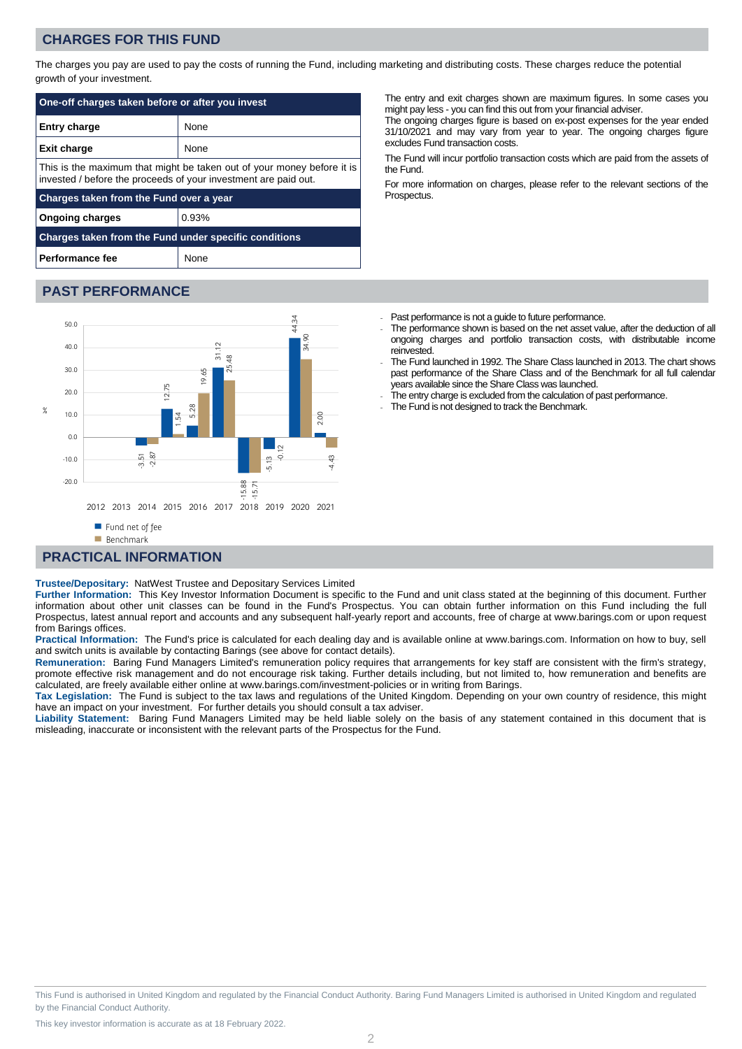## CHARGES FOR THIS FUND

The charges you pay are used to pay the costs of running the Fund, including marketing and distributing costs. These charges reduce the potential growth of your investment.

| One-off charges taken before or after you invest | |
|---|---|
| **Entry charge** | None |
| **Exit charge** | None |
| This is the maximum that might be taken out of your money before it is invested / before the proceeds of your investment are paid out. | |
| **Charges taken from the Fund over a year** | |
| **Ongoing charges** | 0.93% |
| **Charges taken from the Fund under specific conditions** | |
| **Performance fee** | None |

The entry and exit charges shown are maximum figures. In some cases you might pay less - you can find this out from your financial adviser.
The ongoing charges figure is based on ex-post expenses for the year ended 31/10/2021 and may vary from year to year. The ongoing charges figure excludes Fund transaction costs.

The Fund will incur portfolio transaction costs which are paid from the assets of the Fund.

For more information on charges, please refer to the relevant sections of the Prospectus.

## PAST PERFORMANCE

%

50.0
40.0
30.0
20.0
10.0
0.0
-10.0
-20.0

-3.51 -2.87 12.75 1.54 5.28 19.65 31.12 25.48 -15.88 -15.71 -5.13 -0.12 44.34 34.90 2.00 -4.43

2012 2013 2014 2015 2016 2017 2018 2019 2020 2021

Fund net of fee
Benchmark

- Past performance is not a guide to future performance.
- The performance shown is based on the net asset value, after the deduction of all ongoing charges and portfolio transaction costs, with distributable income reinvested.
- The Fund launched in 1992. The Share Class launched in 2013. The chart shows past performance of the Share Class and of the Benchmark for all full calendar years available since the Share Class was launched.
- The entry charge is excluded from the calculation of past performance.
- The Fund is not designed to track the Benchmark.

## PRACTICAL INFORMATION

**Trustee/Depositary:** NatWest Trustee and Depositary Services Limited
**Further Information:** This Key Investor Information Document is specific to the Fund and unit class stated at the beginning of this document. Further information about other unit classes can be found in the Fund's Prospectus. You can obtain further information on this Fund including the full Prospectus, latest annual report and accounts and any subsequent half-yearly report and accounts, free of charge at www.barings.com or upon request from Barings offices.
**Practical Information:** The Fund's price is calculated for each dealing day and is available online at www.barings.com. Information on how to buy, sell and switch units is available by contacting Barings (see above for contact details).
**Remuneration:** Baring Fund Managers Limited's remuneration policy requires that arrangements for key staff are consistent with the firm's strategy, promote effective risk management and do not encourage risk taking. Further details including, but not limited to, how remuneration and benefits are calculated, are freely available either online at www.barings.com/investment-policies or in writing from Barings.
**Tax Legislation:** The Fund is subject to the tax laws and regulations of the United Kingdom. Depending on your own country of residence, this might have an impact on your investment. For further details you should consult a tax adviser.
**Liability Statement:** Baring Fund Managers Limited may be held liable solely on the basis of any statement contained in this document that is misleading, inaccurate or inconsistent with the relevant parts of the Prospectus for the Fund.

This Fund is authorised in United Kingdom and regulated by the Financial Conduct Authority. Baring Fund Managers Limited is authorised in United Kingdom and regulated by the Financial Conduct Authority.

This key investor information is accurate as at 18 February 2022.